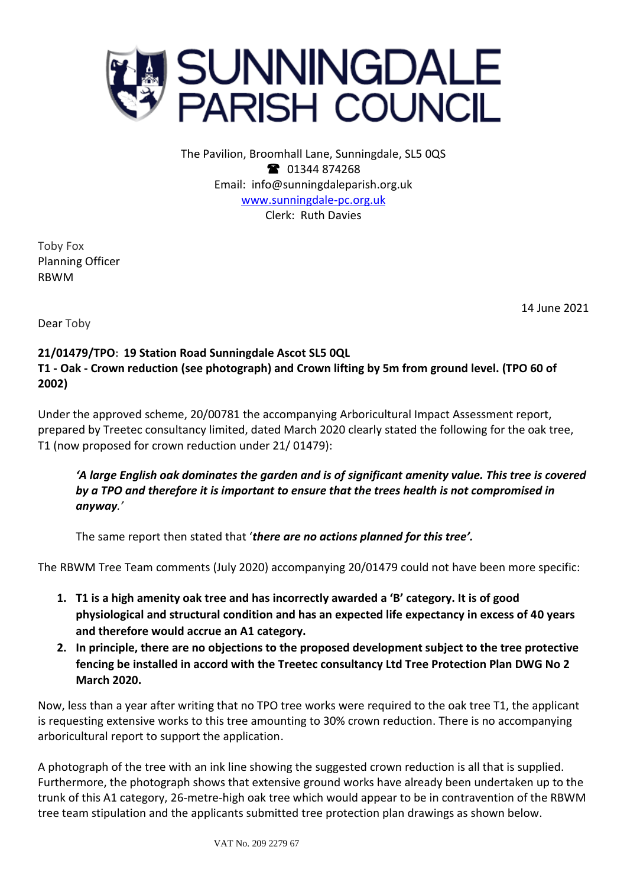# SUNNINGDALE PARISH COUNCIL

The Pavilion, Broomhall Lane, Sunningdale, SL5 0QS
☎ 01344 874268
Email: info@sunningdaleparish.org.uk
www.sunningdale-pc.org.uk
Clerk: Ruth Davies

Toby Fox
Planning Officer
RBWM

14 June 2021

Dear Toby

**21/01479/TPO: 19 Station Road Sunningdale Ascot SL5 0QL**
**T1 - Oak - Crown reduction (see photograph) and Crown lifting by 5m from ground level. (TPO 60 of 2002)**

Under the approved scheme, 20/00781 the accompanying Arboricultural Impact Assessment report, prepared by Treetec consultancy limited, dated March 2020 clearly stated the following for the oak tree, T1 (now proposed for crown reduction under 21/ 01479):

> ***'A large English oak dominates the garden and is of significant amenity value. This tree is covered by a TPO and therefore it is important to ensure that the trees health is not compromised in anyway.'***
>
> The same report then stated that '***there are no actions planned for this tree'.***

The RBWM Tree Team comments (July 2020) accompanying 20/01479 could not have been more specific:

1. **T1 is a high amenity oak tree and has incorrectly awarded a 'B' category. It is of good physiological and structural condition and has an expected life expectancy in excess of 40 years and therefore would accrue an A1 category.**
2. **In principle, there are no objections to the proposed development subject to the tree protective fencing be installed in accord with the Treetec consultancy Ltd Tree Protection Plan DWG No 2 March 2020.**

Now, less than a year after writing that no TPO tree works were required to the oak tree T1, the applicant is requesting extensive works to this tree amounting to 30% crown reduction. There is no accompanying arboricultural report to support the application.

A photograph of the tree with an ink line showing the suggested crown reduction is all that is supplied. Furthermore, the photograph shows that extensive ground works have already been undertaken up to the trunk of this A1 category, 26-metre-high oak tree which would appear to be in contravention of the RBWM tree team stipulation and the applicants submitted tree protection plan drawings as shown below.

VAT No. 209 2279 67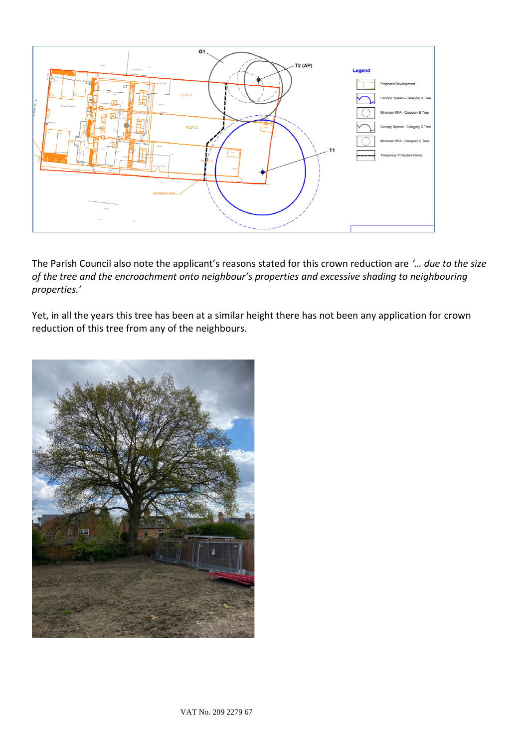The Parish Council also note the applicant's reasons stated for this crown reduction are *'… due to the size of the tree and the encroachment onto neighbour's properties and excessive shading to neighbouring properties.'*

Yet, in all the years this tree has been at a similar height there has not been any application for crown reduction of this tree from any of the neighbours.

VAT No. 209 2279 67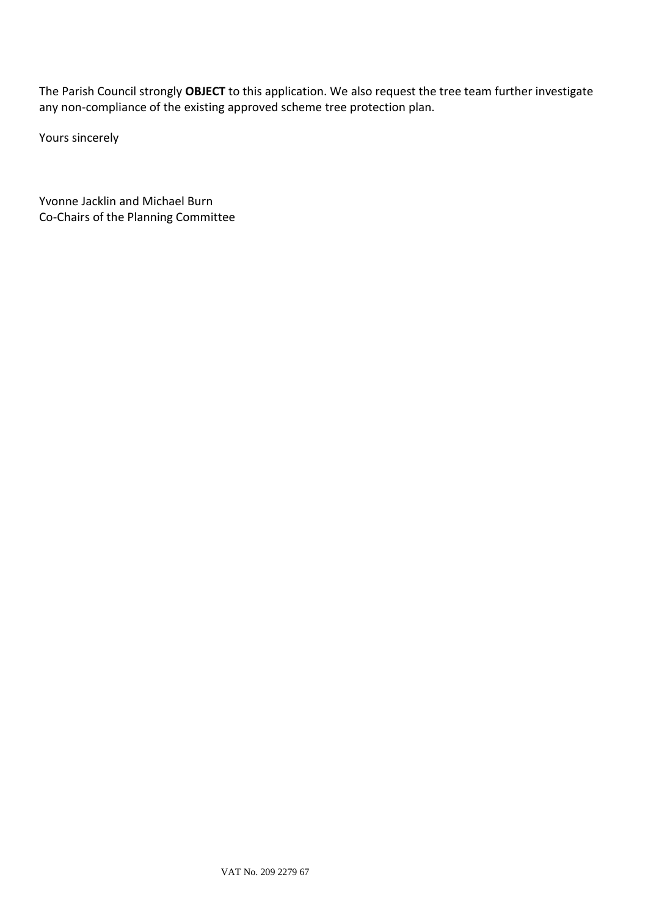The Parish Council strongly **OBJECT** to this application. We also request the tree team further investigate any non-compliance of the existing approved scheme tree protection plan.

Yours sincerely

Yvonne Jacklin and Michael Burn
Co-Chairs of the Planning Committee

VAT No. 209 2279 67